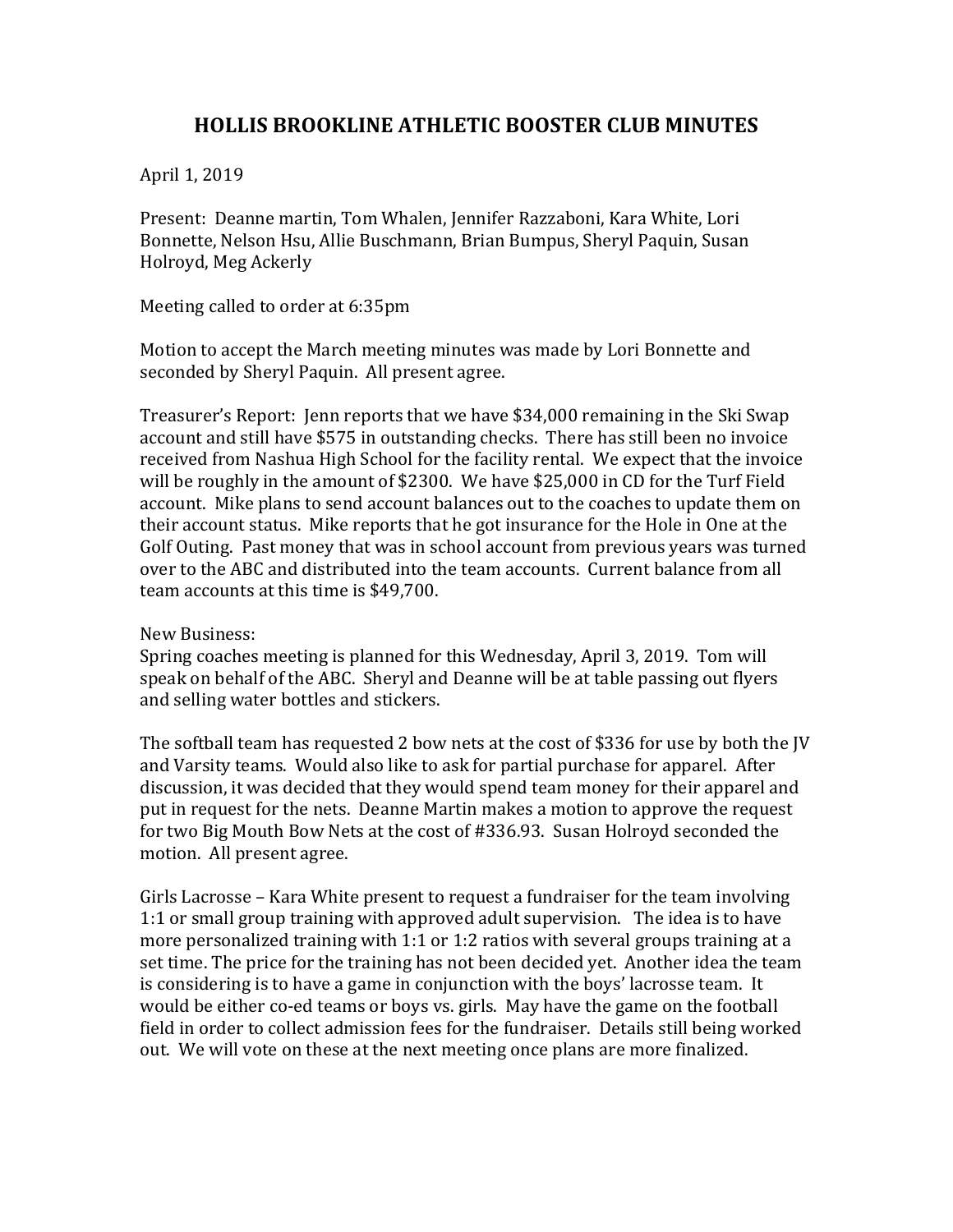# HOLLIS BROOKLINE ATHLETIC BOOSTER CLUB MINUTES

April 1, 2019

Present: Deanne martin, Tom Whalen, Jennifer Razzaboni, Kara White, Lori Bonnette, Nelson Hsu, Allie Buschmann, Brian Bumpus, Sheryl Paquin, Susan Holroyd, Meg Ackerly

Meeting called to order at 6:35pm

Motion to accept the March meeting minutes was made by Lori Bonnette and seconded by Sheryl Paquin. All present agree.

Treasurer's Report: Jenn reports that we have $34,000 remaining in the Ski Swap account and still have $575 in outstanding checks. There has still been no invoice received from Nashua High School for the facility rental. We expect that the invoice will be roughly in the amount of $2300. We have $25,000 in CD for the Turf Field account. Mike plans to send account balances out to the coaches to update them on their account status. Mike reports that he got insurance for the Hole in One at the Golf Outing. Past money that was in school account from previous years was turned over to the ABC and distributed into the team accounts. Current balance from all team accounts at this time is $49,700.

New Business:
Spring coaches meeting is planned for this Wednesday, April 3, 2019. Tom will speak on behalf of the ABC. Sheryl and Deanne will be at table passing out flyers and selling water bottles and stickers.

The softball team has requested 2 bow nets at the cost of $336 for use by both the JV and Varsity teams. Would also like to ask for partial purchase for apparel. After discussion, it was decided that they would spend team money for their apparel and put in request for the nets. Deanne Martin makes a motion to approve the request for two Big Mouth Bow Nets at the cost of #336.93. Susan Holroyd seconded the motion. All present agree.

Girls Lacrosse – Kara White present to request a fundraiser for the team involving 1:1 or small group training with approved adult supervision. The idea is to have more personalized training with 1:1 or 1:2 ratios with several groups training at a set time. The price for the training has not been decided yet. Another idea the team is considering is to have a game in conjunction with the boys' lacrosse team. It would be either co-ed teams or boys vs. girls. May have the game on the football field in order to collect admission fees for the fundraiser. Details still being worked out. We will vote on these at the next meeting once plans are more finalized.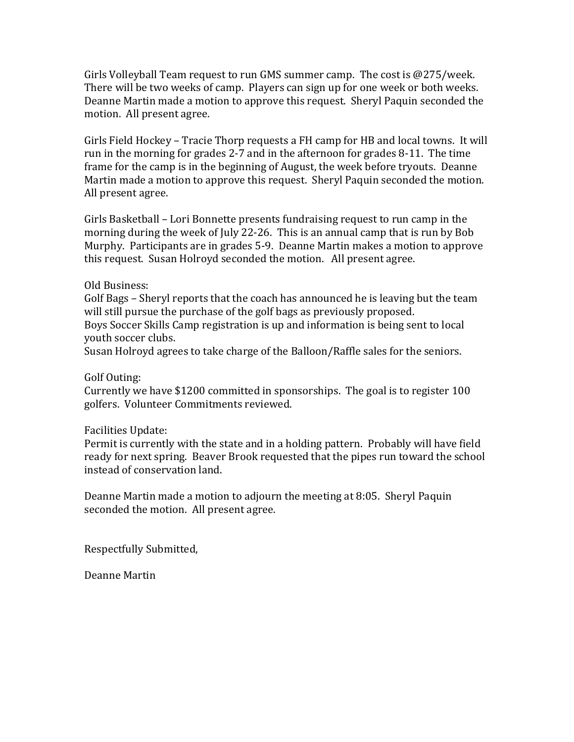Girls Volleyball Team request to run GMS summer camp. The cost is @275/week. There will be two weeks of camp. Players can sign up for one week or both weeks. Deanne Martin made a motion to approve this request. Sheryl Paquin seconded the motion. All present agree.

Girls Field Hockey – Tracie Thorp requests a FH camp for HB and local towns. It will run in the morning for grades 2-7 and in the afternoon for grades 8-11. The time frame for the camp is in the beginning of August, the week before tryouts. Deanne Martin made a motion to approve this request. Sheryl Paquin seconded the motion. All present agree.

Girls Basketball – Lori Bonnette presents fundraising request to run camp in the morning during the week of July 22-26. This is an annual camp that is run by Bob Murphy. Participants are in grades 5-9. Deanne Martin makes a motion to approve this request. Susan Holroyd seconded the motion. All present agree.

Old Business:
Golf Bags – Sheryl reports that the coach has announced he is leaving but the team will still pursue the purchase of the golf bags as previously proposed.
Boys Soccer Skills Camp registration is up and information is being sent to local youth soccer clubs.
Susan Holroyd agrees to take charge of the Balloon/Raffle sales for the seniors.

Golf Outing:
Currently we have $1200 committed in sponsorships. The goal is to register 100 golfers. Volunteer Commitments reviewed.

Facilities Update:
Permit is currently with the state and in a holding pattern. Probably will have field ready for next spring. Beaver Brook requested that the pipes run toward the school instead of conservation land.

Deanne Martin made a motion to adjourn the meeting at 8:05. Sheryl Paquin seconded the motion. All present agree.

Respectfully Submitted,

Deanne Martin